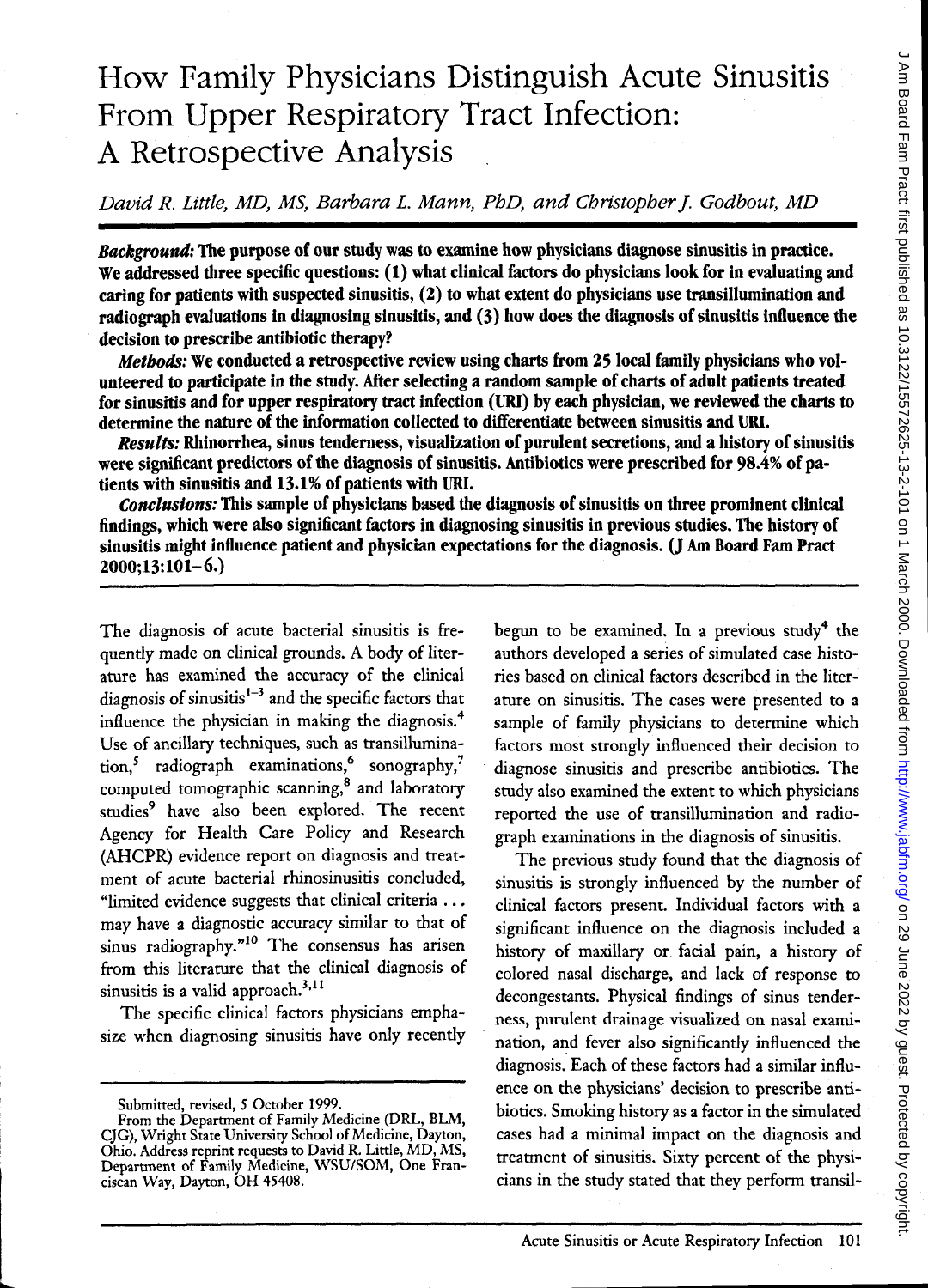# How Family Physicians Distinguish Acute Sinusitis From Upper Respiratory Tract Infection: A Retrospective Analysis

*David R. Little, MD, MS, Barbara L. Mann, PhD, and Christopher J. Godbout, MD*

***Background:*** **The purpose of our study was to examine how physicians diagnose sinusitis in practice. We addressed three specific questions: (1) what clinical factors do physicians look for in evaluating and caring for patients with suspected sinusitis, (2) to what extent do physicians use transillumination and radiograph evaluations in diagnosing sinusitis, and (3) how does the diagnosis of sinusitis influence the decision to prescribe antibiotic therapy?**

***Methods:*** **We conducted a retrospective review using charts from 25 local family physicians who volunteered to participate in the study. After selecting a random sample of charts of adult patients treated for sinusitis and for upper respiratory tract infection (URI) by each physician, we reviewed the charts to determine the nature of the information collected to differentiate between sinusitis and URI.**

***Results:*** **Rhinorrhea, sinus tenderness, visualization of purulent secretions, and a history of sinusitis were significant predictors of the diagnosis of sinusitis. Antibiotics were prescribed for 98.4% of patients with sinusitis and 13.1% of patients with URI.**

***Conclusions:*** **This sample of physicians based the diagnosis of sinusitis on three prominent clinical findings, which were also significant factors in diagnosing sinusitis in previous studies. The history of sinusitis might influence patient and physician expectations for the diagnosis. (J Am Board Fam Pract 2000;13:101–6.)**

The diagnosis of acute bacterial sinusitis is frequently made on clinical grounds. A body of literature has examined the accuracy of the clinical diagnosis of sinusitis[1–3] and the specific factors that influence the physician in making the diagnosis.[4] Use of ancillary techniques, such as transillumination,[5] radiograph examinations,[6] sonography,[7] computed tomographic scanning,[8] and laboratory studies[9] have also been explored. The recent Agency for Health Care Policy and Research (AHCPR) evidence report on diagnosis and treatment of acute bacterial rhinosinusitis concluded, "limited evidence suggests that clinical criteria ... may have a diagnostic accuracy similar to that of sinus radiography."[10] The consensus has arisen from this literature that the clinical diagnosis of sinusitis is a valid approach.[3,11]

The specific clinical factors physicians emphasize when diagnosing sinusitis have only recently begun to be examined. In a previous study[4] the authors developed a series of simulated case histories based on clinical factors described in the literature on sinusitis. The cases were presented to a sample of family physicians to determine which factors most strongly influenced their decision to diagnose sinusitis and prescribe antibiotics. The study also examined the extent to which physicians reported the use of transillumination and radiograph examinations in the diagnosis of sinusitis.

The previous study found that the diagnosis of sinusitis is strongly influenced by the number of clinical factors present. Individual factors with a significant influence on the diagnosis included a history of maxillary or facial pain, a history of colored nasal discharge, and lack of response to decongestants. Physical findings of sinus tenderness, purulent drainage visualized on nasal examination, and fever also significantly influenced the diagnosis. Each of these factors had a similar influence on the physicians' decision to prescribe antibiotics. Smoking history as a factor in the simulated cases had a minimal impact on the diagnosis and treatment of sinusitis. Sixty percent of the physicians in the study stated that they perform transil-

Submitted, revised, 5 October 1999.

From the Department of Family Medicine (DRL, BLM, CJG), Wright State University School of Medicine, Dayton, Ohio. Address reprint requests to David R. Little, MD, MS, Department of Family Medicine, WSU/SOM, One Franciscan Way, Dayton, OH 45408.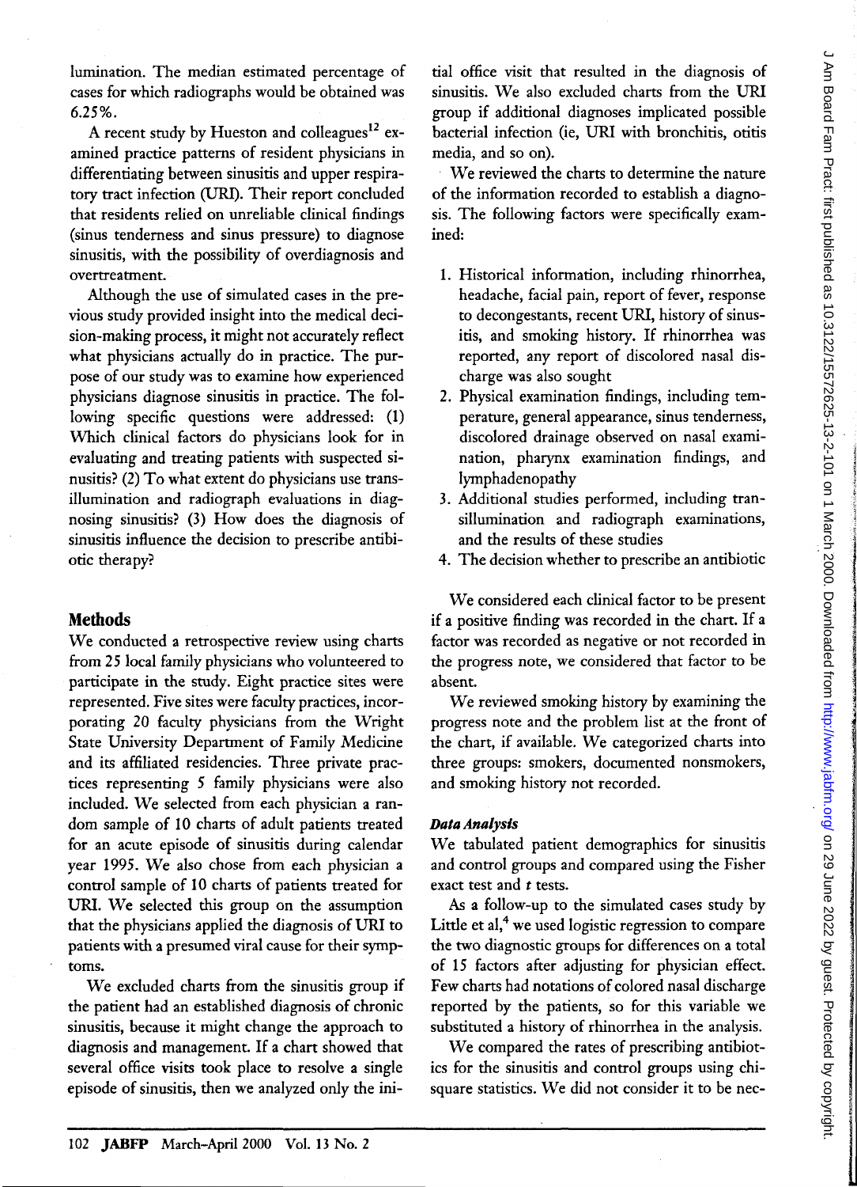lumination. The median estimated percentage of cases for which radiographs would be obtained was 6.25%.

A recent study by Hueston and colleagues[12] examined practice patterns of resident physicians in differentiating between sinusitis and upper respiratory tract infection (URI). Their report concluded that residents relied on unreliable clinical findings (sinus tenderness and sinus pressure) to diagnose sinusitis, with the possibility of overdiagnosis and overtreatment.

Although the use of simulated cases in the previous study provided insight into the medical decision-making process, it might not accurately reflect what physicians actually do in practice. The purpose of our study was to examine how experienced physicians diagnose sinusitis in practice. The following specific questions were addressed: (1) Which clinical factors do physicians look for in evaluating and treating patients with suspected sinusitis? (2) To what extent do physicians use transillumination and radiograph evaluations in diagnosing sinusitis? (3) How does the diagnosis of sinusitis influence the decision to prescribe antibiotic therapy?

## Methods

We conducted a retrospective review using charts from 25 local family physicians who volunteered to participate in the study. Eight practice sites were represented. Five sites were faculty practices, incorporating 20 faculty physicians from the Wright State University Department of Family Medicine and its affiliated residencies. Three private practices representing 5 family physicians were also included. We selected from each physician a random sample of 10 charts of adult patients treated for an acute episode of sinusitis during calendar year 1995. We also chose from each physician a control sample of 10 charts of patients treated for URI. We selected this group on the assumption that the physicians applied the diagnosis of URI to patients with a presumed viral cause for their symptoms.

We excluded charts from the sinusitis group if the patient had an established diagnosis of chronic sinusitis, because it might change the approach to diagnosis and management. If a chart showed that several office visits took place to resolve a single episode of sinusitis, then we analyzed only the initial office visit that resulted in the diagnosis of sinusitis. We also excluded charts from the URI group if additional diagnoses implicated possible bacterial infection (ie, URI with bronchitis, otitis media, and so on).

We reviewed the charts to determine the nature of the information recorded to establish a diagnosis. The following factors were specifically examined:

1. Historical information, including rhinorrhea, headache, facial pain, report of fever, response to decongestants, recent URI, history of sinusitis, and smoking history. If rhinorrhea was reported, any report of discolored nasal discharge was also sought
2. Physical examination findings, including temperature, general appearance, sinus tenderness, discolored drainage observed on nasal examination, pharynx examination findings, and lymphadenopathy
3. Additional studies performed, including transillumination and radiograph examinations, and the results of these studies
4. The decision whether to prescribe an antibiotic

We considered each clinical factor to be present if a positive finding was recorded in the chart. If a factor was recorded as negative or not recorded in the progress note, we considered that factor to be absent.

We reviewed smoking history by examining the progress note and the problem list at the front of the chart, if available. We categorized charts into three groups: smokers, documented nonsmokers, and smoking history not recorded.

### *Data Analysis*

We tabulated patient demographics for sinusitis and control groups and compared using the Fisher exact test and *t* tests.

As a follow-up to the simulated cases study by Little et al,[4] we used logistic regression to compare the two diagnostic groups for differences on a total of 15 factors after adjusting for physician effect. Few charts had notations of colored nasal discharge reported by the patients, so for this variable we substituted a history of rhinorrhea in the analysis.

We compared the rates of prescribing antibiotics for the sinusitis and control groups using chi-square statistics. We did not consider it to be nec-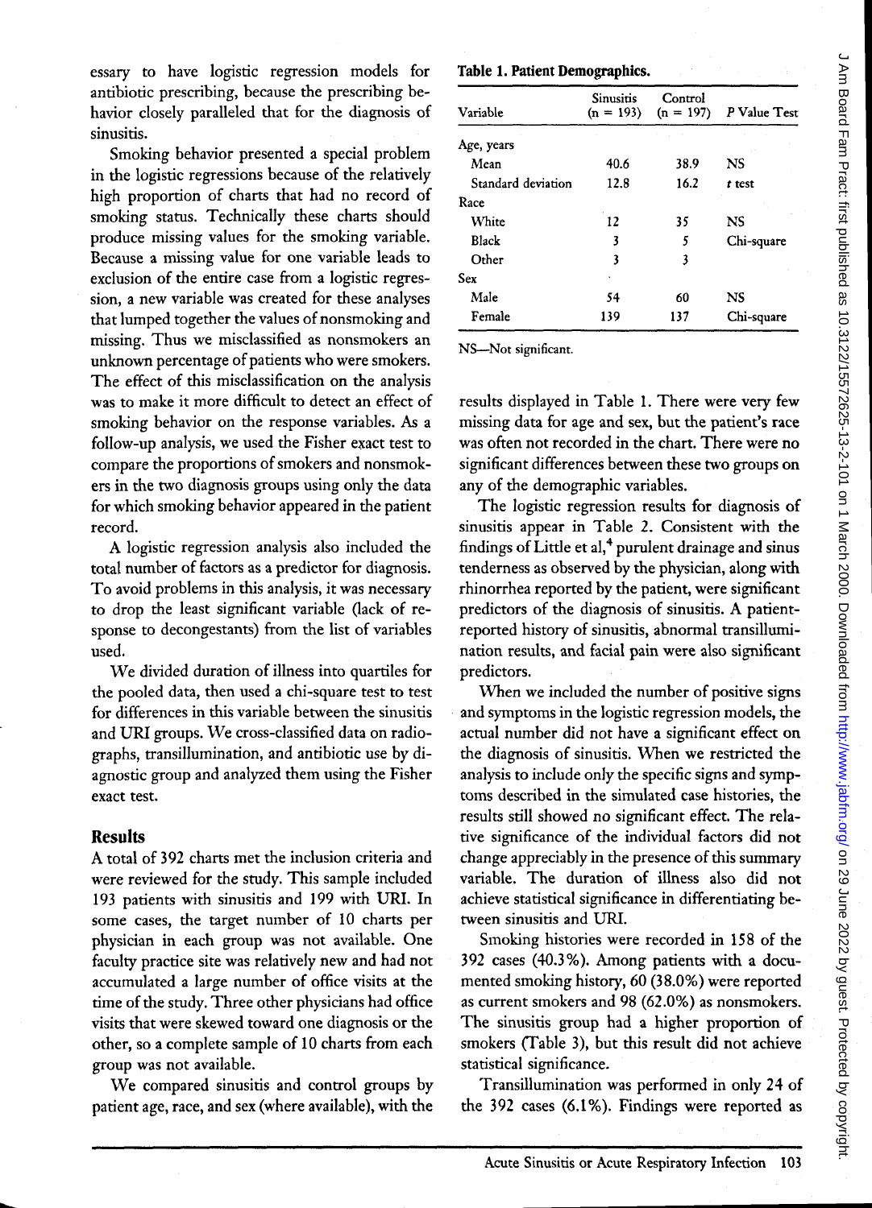essary to have logistic regression models for antibiotic prescribing, because the prescribing behavior closely paralleled that for the diagnosis of sinusitis.

Smoking behavior presented a special problem in the logistic regressions because of the relatively high proportion of charts that had no record of smoking status. Technically these charts should produce missing values for the smoking variable. Because a missing value for one variable leads to exclusion of the entire case from a logistic regression, a new variable was created for these analyses that lumped together the values of nonsmoking and missing. Thus we misclassified as nonsmokers an unknown percentage of patients who were smokers. The effect of this misclassification on the analysis was to make it more difficult to detect an effect of smoking behavior on the response variables. As a follow-up analysis, we used the Fisher exact test to compare the proportions of smokers and nonsmokers in the two diagnosis groups using only the data for which smoking behavior appeared in the patient record.

A logistic regression analysis also included the total number of factors as a predictor for diagnosis. To avoid problems in this analysis, it was necessary to drop the least significant variable (lack of response to decongestants) from the list of variables used.

We divided duration of illness into quartiles for the pooled data, then used a chi-square test to test for differences in this variable between the sinusitis and URI groups. We cross-classified data on radiographs, transillumination, and antibiotic use by diagnostic group and analyzed them using the Fisher exact test.

## Results

A total of 392 charts met the inclusion criteria and were reviewed for the study. This sample included 193 patients with sinusitis and 199 with URI. In some cases, the target number of 10 charts per physician in each group was not available. One faculty practice site was relatively new and had not accumulated a large number of office visits at the time of the study. Three other physicians had office visits that were skewed toward one diagnosis or the other, so a complete sample of 10 charts from each group was not available.

We compared sinusitis and control groups by patient age, race, and sex (where available), with the results displayed in Table 1. There were very few missing data for age and sex, but the patient's race was often not recorded in the chart. There were no significant differences between these two groups on any of the demographic variables.

**Table 1. Patient Demographics.**

| Variable | Sinusitis (n = 193) | Control (n = 197) | P Value Test |
|---|---|---|---|
| Age, years | | | |
| Mean | 40.6 | 38.9 | NS |
| Standard deviation | 12.8 | 16.2 | *t* test |
| Race | | | |
| White | 12 | 35 | NS |
| Black | 3 | 5 | Chi-square |
| Other | 3 | 3 | |
| Sex | | | |
| Male | 54 | 60 | NS |
| Female | 139 | 137 | Chi-square |

NS—Not significant.

The logistic regression results for diagnosis of sinusitis appear in Table 2. Consistent with the findings of Little et al,[4] purulent drainage and sinus tenderness as observed by the physician, along with rhinorrhea reported by the patient, were significant predictors of the diagnosis of sinusitis. A patient-reported history of sinusitis, abnormal transillumination results, and facial pain were also significant predictors.

When we included the number of positive signs and symptoms in the logistic regression models, the actual number did not have a significant effect on the diagnosis of sinusitis. When we restricted the analysis to include only the specific signs and symptoms described in the simulated case histories, the results still showed no significant effect. The relative significance of the individual factors did not change appreciably in the presence of this summary variable. The duration of illness also did not achieve statistical significance in differentiating between sinusitis and URI.

Smoking histories were recorded in 158 of the 392 cases (40.3%). Among patients with a documented smoking history, 60 (38.0%) were reported as current smokers and 98 (62.0%) as nonsmokers. The sinusitis group had a higher proportion of smokers (Table 3), but this result did not achieve statistical significance.

Transillumination was performed in only 24 of the 392 cases (6.1%). Findings were reported as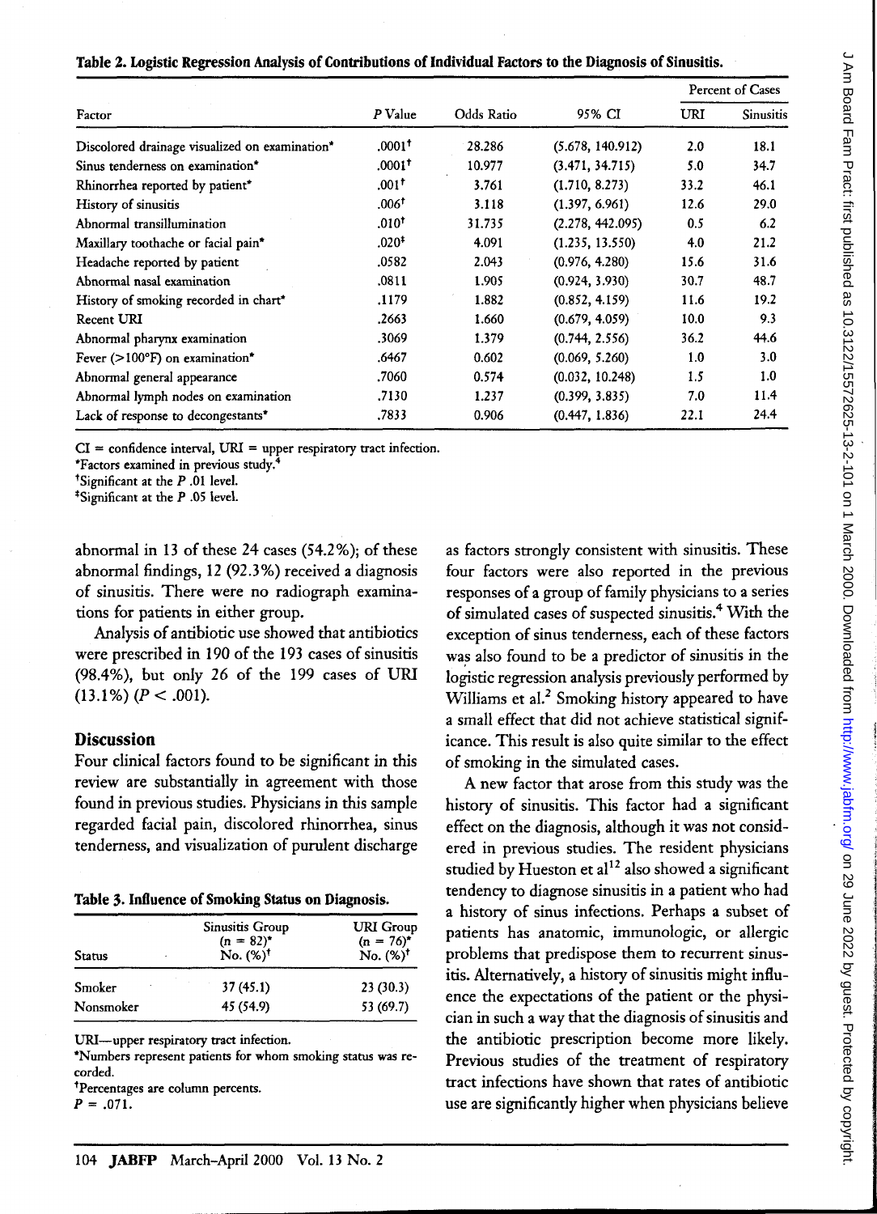**Table 2. Logistic Regression Analysis of Contributions of Individual Factors to the Diagnosis of Sinusitis.**

| Factor | P Value | Odds Ratio | 95% CI | Percent of Cases | |
|---|---|---|---|---|---|
| | | | | URI | Sinusitis |
| Discolored drainage visualized on examination* | .0001† | 28.286 | (5.678, 140.912) | 2.0 | 18.1 |
| Sinus tenderness on examination* | .0001† | 10.977 | (3.471, 34.715) | 5.0 | 34.7 |
| Rhinorrhea reported by patient* | .001† | 3.761 | (1.710, 8.273) | 33.2 | 46.1 |
| History of sinusitis | .006† | 3.118 | (1.397, 6.961) | 12.6 | 29.0 |
| Abnormal transillumination | .010† | 31.735 | (2.278, 442.095) | 0.5 | 6.2 |
| Maxillary toothache or facial pain* | .020‡ | 4.091 | (1.235, 13.550) | 4.0 | 21.2 |
| Headache reported by patient | .0582 | 2.043 | (0.976, 4.280) | 15.6 | 31.6 |
| Abnormal nasal examination | .0811 | 1.905 | (0.924, 3.930) | 30.7 | 48.7 |
| History of smoking recorded in chart* | .1179 | 1.882 | (0.852, 4.159) | 11.6 | 19.2 |
| Recent URI | .2663 | 1.660 | (0.679, 4.059) | 10.0 | 9.3 |
| Abnormal pharynx examination | .3069 | 1.379 | (0.744, 2.556) | 36.2 | 44.6 |
| Fever (>100°F) on examination* | .6467 | 0.602 | (0.069, 5.260) | 1.0 | 3.0 |
| Abnormal general appearance | .7060 | 0.574 | (0.032, 10.248) | 1.5 | 1.0 |
| Abnormal lymph nodes on examination | .7130 | 1.237 | (0.399, 3.835) | 7.0 | 11.4 |
| Lack of response to decongestants* | .7833 | 0.906 | (0.447, 1.836) | 22.1 | 24.4 |

CI = confidence interval, URI = upper respiratory tract infection.
*Factors examined in previous study.[4]
†Significant at the P .01 level.
‡Significant at the P .05 level.

abnormal in 13 of these 24 cases (54.2%); of these abnormal findings, 12 (92.3%) received a diagnosis of sinusitis. There were no radiograph examinations for patients in either group.

Analysis of antibiotic use showed that antibiotics were prescribed in 190 of the 193 cases of sinusitis (98.4%), but only 26 of the 199 cases of URI (13.1%) ($P < .001$).

## Discussion

Four clinical factors found to be significant in this review are substantially in agreement with those found in previous studies. Physicians in this sample regarded facial pain, discolored rhinorrhea, sinus tenderness, and visualization of purulent discharge as factors strongly consistent with sinusitis. These four factors were also reported in the previous responses of a group of family physicians to a series of simulated cases of suspected sinusitis.[4] With the exception of sinus tenderness, each of these factors was also found to be a predictor of sinusitis in the logistic regression analysis previously performed by Williams et al.[2] Smoking history appeared to have a small effect that did not achieve statistical significance. This result is also quite similar to the effect of smoking in the simulated cases.

**Table 3. Influence of Smoking Status on Diagnosis.**

| Status | Sinusitis Group (n = 82)* No. (%)† | URI Group (n = 76)* No. (%)† |
|---|---|---|
| Smoker | 37 (45.1) | 23 (30.3) |
| Nonsmoker | 45 (54.9) | 53 (69.7) |

URI—upper respiratory tract infection.
*Numbers represent patients for whom smoking status was recorded.
†Percentages are column percents.
$P = .071$.

A new factor that arose from this study was the history of sinusitis. This factor had a significant effect on the diagnosis, although it was not considered in previous studies. The resident physicians studied by Hueston et al[12] also showed a significant tendency to diagnose sinusitis in a patient who had a history of sinus infections. Perhaps a subset of patients has anatomic, immunologic, or allergic problems that predispose them to recurrent sinusitis. Alternatively, a history of sinusitis might influence the expectations of the patient or the physician in such a way that the diagnosis of sinusitis and the antibiotic prescription become more likely. Previous studies of the treatment of respiratory tract infections have shown that rates of antibiotic use are significantly higher when physicians believe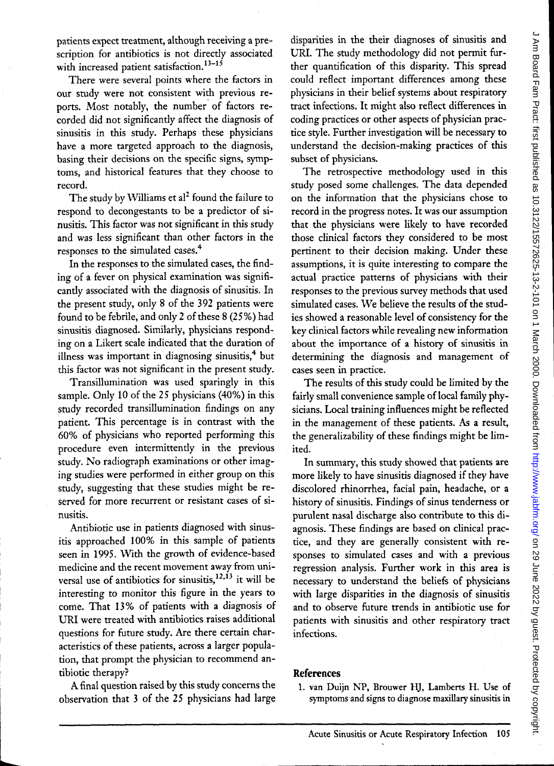patients expect treatment, although receiving a prescription for antibiotics is not directly associated with increased patient satisfaction.[13-15]

There were several points where the factors in our study were not consistent with previous reports. Most notably, the number of factors recorded did not significantly affect the diagnosis of sinusitis in this study. Perhaps these physicians have a more targeted approach to the diagnosis, basing their decisions on the specific signs, symptoms, and historical features that they choose to record.

The study by Williams et al[2] found the failure to respond to decongestants to be a predictor of sinusitis. This factor was not significant in this study and was less significant than other factors in the responses to the simulated cases.[4]

In the responses to the simulated cases, the finding of a fever on physical examination was significantly associated with the diagnosis of sinusitis. In the present study, only 8 of the 392 patients were found to be febrile, and only 2 of these 8 (25%) had sinusitis diagnosed. Similarly, physicians responding on a Likert scale indicated that the duration of illness was important in diagnosing sinusitis,[4] but this factor was not significant in the present study.

Transillumination was used sparingly in this sample. Only 10 of the 25 physicians (40%) in this study recorded transillumination findings on any patient. This percentage is in contrast with the 60% of physicians who reported performing this procedure even intermittently in the previous study. No radiograph examinations or other imaging studies were performed in either group on this study, suggesting that these studies might be reserved for more recurrent or resistant cases of sinusitis.

Antibiotic use in patients diagnosed with sinusitis approached 100% in this sample of patients seen in 1995. With the growth of evidence-based medicine and the recent movement away from universal use of antibiotics for sinusitis,[12,13] it will be interesting to monitor this figure in the years to come. That 13% of patients with a diagnosis of URI were treated with antibiotics raises additional questions for future study. Are there certain characteristics of these patients, across a larger population, that prompt the physician to recommend antibiotic therapy?

A final question raised by this study concerns the observation that 3 of the 25 physicians had large disparities in the their diagnoses of sinusitis and URI. The study methodology did not permit further quantification of this disparity. This spread could reflect important differences among these physicians in their belief systems about respiratory tract infections. It might also reflect differences in coding practices or other aspects of physician practice style. Further investigation will be necessary to understand the decision-making practices of this subset of physicians.

The retrospective methodology used in this study posed some challenges. The data depended on the information that the physicians chose to record in the progress notes. It was our assumption that the physicians were likely to have recorded those clinical factors they considered to be most pertinent to their decision making. Under these assumptions, it is quite interesting to compare the actual practice patterns of physicians with their responses to the previous survey methods that used simulated cases. We believe the results of the studies showed a reasonable level of consistency for the key clinical factors while revealing new information about the importance of a history of sinusitis in determining the diagnosis and management of cases seen in practice.

The results of this study could be limited by the fairly small convenience sample of local family physicians. Local training influences might be reflected in the management of these patients. As a result, the generalizability of these findings might be limited.

In summary, this study showed that patients are more likely to have sinusitis diagnosed if they have discolored rhinorrhea, facial pain, headache, or a history of sinusitis. Findings of sinus tenderness or purulent nasal discharge also contribute to this diagnosis. These findings are based on clinical practice, and they are generally consistent with responses to simulated cases and with a previous regression analysis. Further work in this area is necessary to understand the beliefs of physicians with large disparities in the diagnosis of sinusitis and to observe future trends in antibiotic use for patients with sinusitis and other respiratory tract infections.

## References

1. van Duijn NP, Brouwer HJ, Lamberts H. Use of symptoms and signs to diagnose maxillary sinusitis in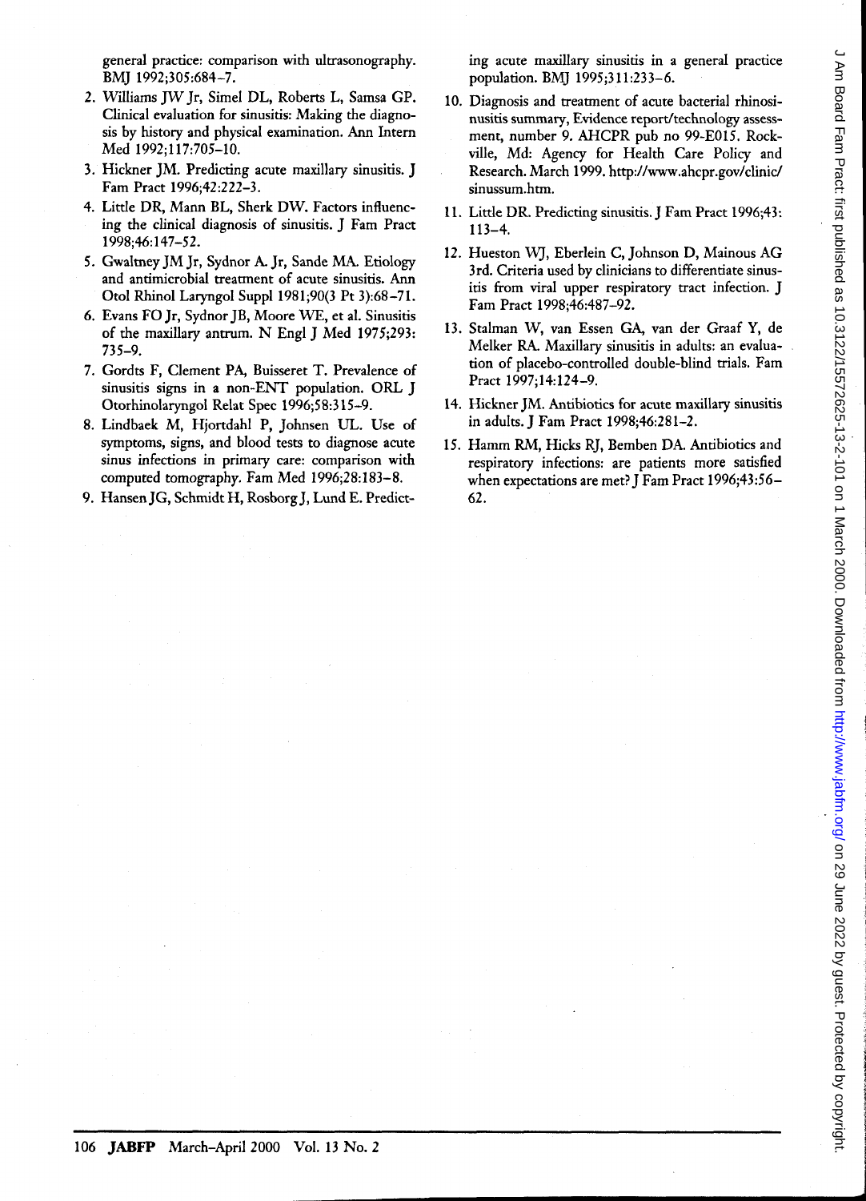general practice: comparison with ultrasonography. BMJ 1992;305:684–7.

2. Williams JW Jr, Simel DL, Roberts L, Samsa GP. Clinical evaluation for sinusitis: Making the diagnosis by history and physical examination. Ann Intern Med 1992;117:705–10.
3. Hickner JM. Predicting acute maxillary sinusitis. J Fam Pract 1996;42:222–3.
4. Little DR, Mann BL, Sherk DW. Factors influencing the clinical diagnosis of sinusitis. J Fam Pract 1998;46:147–52.
5. Gwaltney JM Jr, Sydnor A. Jr, Sande MA. Etiology and antimicrobial treatment of acute sinusitis. Ann Otol Rhinol Laryngol Suppl 1981;90(3 Pt 3):68–71.
6. Evans FO Jr, Sydnor JB, Moore WE, et al. Sinusitis of the maxillary antrum. N Engl J Med 1975;293: 735–9.
7. Gordts F, Clement PA, Buisseret T. Prevalence of sinusitis signs in a non-ENT population. ORL J Otorhinolaryngol Relat Spec 1996;58:315–9.
8. Lindbaek M, Hjortdahl P, Johnsen UL. Use of symptoms, signs, and blood tests to diagnose acute sinus infections in primary care: comparison with computed tomography. Fam Med 1996;28:183–8.
9. Hansen JG, Schmidt H, Rosborg J, Lund E. Predicting acute maxillary sinusitis in a general practice population. BMJ 1995;311:233–6.
10. Diagnosis and treatment of acute bacterial rhinosinusitis summary, Evidence report/technology assessment, number 9. AHCPR pub no 99-E015. Rockville, Md: Agency for Health Care Policy and Research. March 1999. http://www.ahcpr.gov/clinic/sinussum.htm.
11. Little DR. Predicting sinusitis. J Fam Pract 1996;43: 113–4.
12. Hueston WJ, Eberlein C, Johnson D, Mainous AG 3rd. Criteria used by clinicians to differentiate sinusitis from viral upper respiratory tract infection. J Fam Pract 1998;46:487–92.
13. Stalman W, van Essen GA, van der Graaf Y, de Melker RA. Maxillary sinusitis in adults: an evaluation of placebo-controlled double-blind trials. Fam Pract 1997;14:124–9.
14. Hickner JM. Antibiotics for acute maxillary sinusitis in adults. J Fam Pract 1998;46:281–2.
15. Hamm RM, Hicks RJ, Bemben DA. Antibiotics and respiratory infections: are patients more satisfied when expectations are met? J Fam Pract 1996;43:56–62.